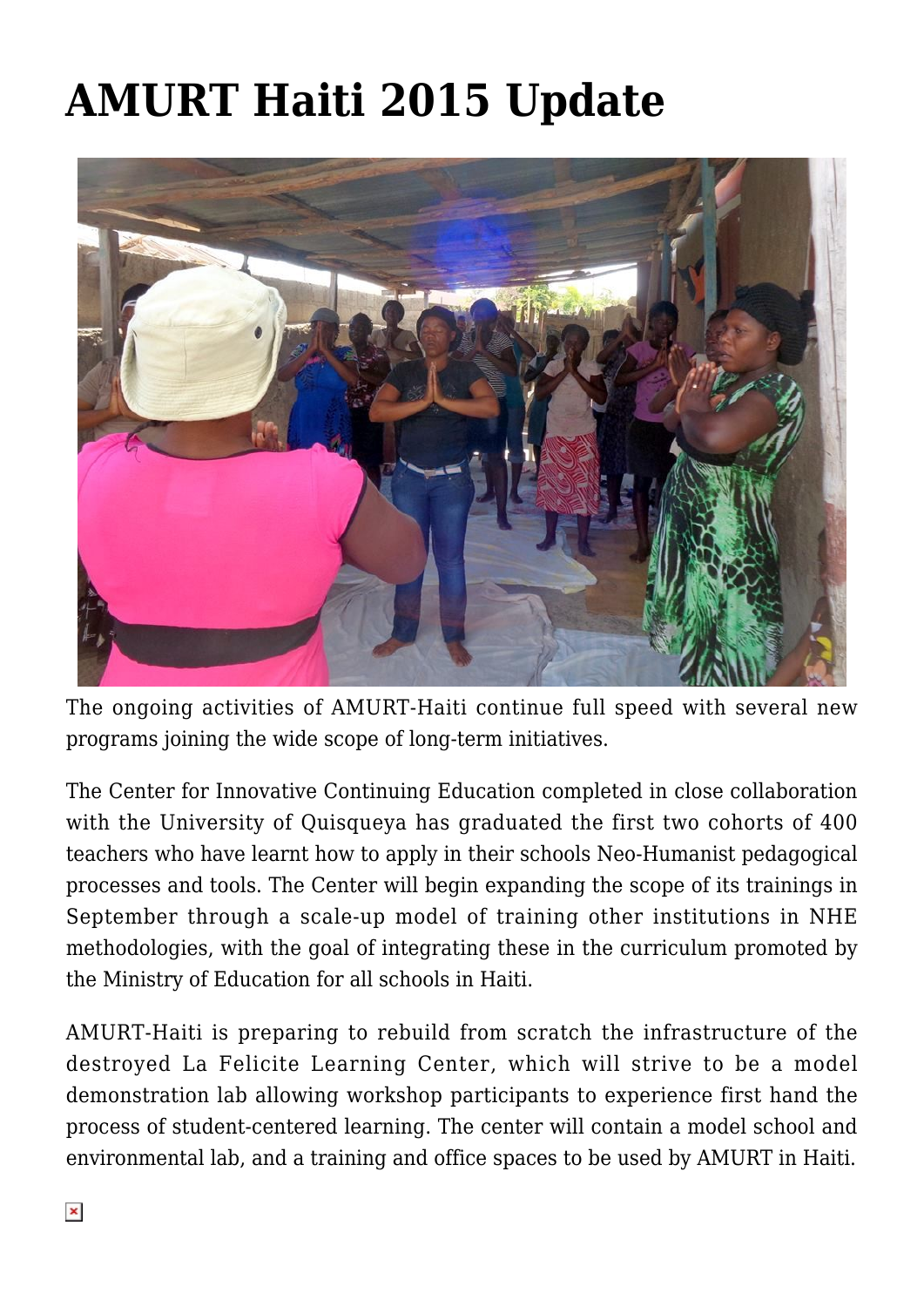# AMURT Haiti 2015 Update

The ongoing activities of AMURT-Haiti continue full speed with several new programs joining the wide scope of long-term initiatives.

The Center for Innovative Continuing Education completed in close collaboration with the University of Quisqueya has graduated the first two cohorts of 400 teachers who have learnt how to apply in their schools Neo-Humanist pedagogical processes and tools. The Center will begin expanding the scope of its trainings in September through a scale-up model of training other institutions in NHE methodologies, with the goal of integrating these in the curriculum promoted by the Ministry of Education for all schools in Haiti.

AMURT-Haiti is preparing to rebuild from scratch the infrastructure of the destroyed La Felicite Learning Center, which will strive to be a model demonstration lab allowing workshop participants to experience first hand the process of student-centered learning. The center will contain a model school and environmental lab, and a training and office spaces to be used by AMURT in Haiti.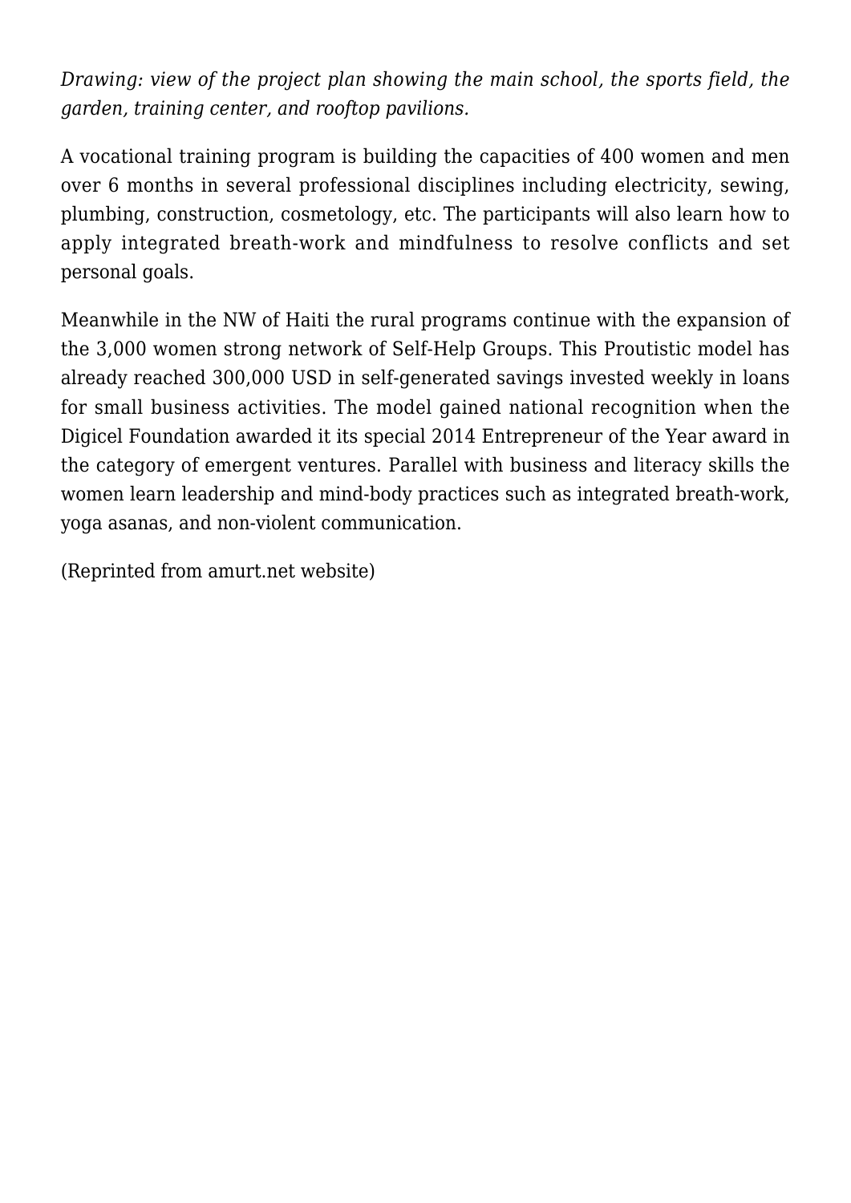*Drawing: view of the project plan showing the main school, the sports field, the garden, training center, and rooftop pavilions.*

A vocational training program is building the capacities of 400 women and men over 6 months in several professional disciplines including electricity, sewing, plumbing, construction, cosmetology, etc. The participants will also learn how to apply integrated breath-work and mindfulness to resolve conflicts and set personal goals.

Meanwhile in the NW of Haiti the rural programs continue with the expansion of the 3,000 women strong network of Self-Help Groups. This Proutistic model has already reached 300,000 USD in self-generated savings invested weekly in loans for small business activities. The model gained national recognition when the Digicel Foundation awarded it its special 2014 Entrepreneur of the Year award in the category of emergent ventures. Parallel with business and literacy skills the women learn leadership and mind-body practices such as integrated breath-work, yoga asanas, and non-violent communication.

(Reprinted from amurt.net website)